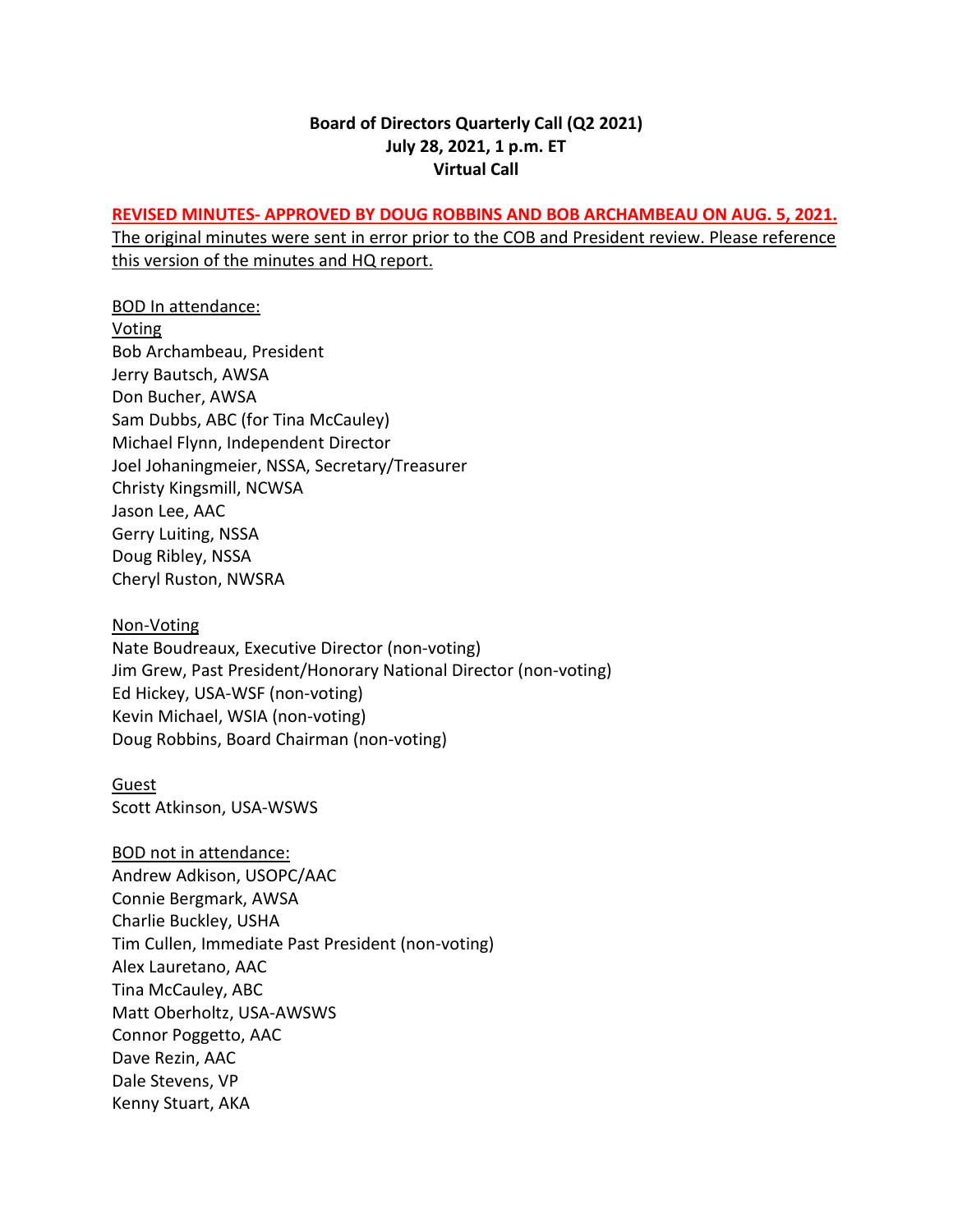# Board of Directors Quarterly Call (Q2 2021)
## July 28, 2021, 1 p.m. ET
## Virtual Call

**REVISED MINUTES- APPROVED BY DOUG ROBBINS AND BOB ARCHAMBEAU ON AUG. 5, 2021.**

The original minutes were sent in error prior to the COB and President review. Please reference this version of the minutes and HQ report.

BOD In attendance:

Voting

Bob Archambeau, President
Jerry Bautsch, AWSA
Don Bucher, AWSA
Sam Dubbs, ABC (for Tina McCauley)
Michael Flynn, Independent Director
Joel Johaningmeier, NSSA, Secretary/Treasurer
Christy Kingsmill, NCWSA
Jason Lee, AAC
Gerry Luiting, NSSA
Doug Ribley, NSSA
Cheryl Ruston, NWSRA

Non-Voting

Nate Boudreaux, Executive Director (non-voting)
Jim Grew, Past President/Honorary National Director (non-voting)
Ed Hickey, USA-WSF (non-voting)
Kevin Michael, WSIA (non-voting)
Doug Robbins, Board Chairman (non-voting)

Guest

Scott Atkinson, USA-WSWS

BOD not in attendance:

Andrew Adkison, USOPC/AAC
Connie Bergmark, AWSA
Charlie Buckley, USHA
Tim Cullen, Immediate Past President (non-voting)
Alex Lauretano, AAC
Tina McCauley, ABC
Matt Oberholtz, USA-AWSWS
Connor Poggetto, AAC
Dave Rezin, AAC
Dale Stevens, VP
Kenny Stuart, AKA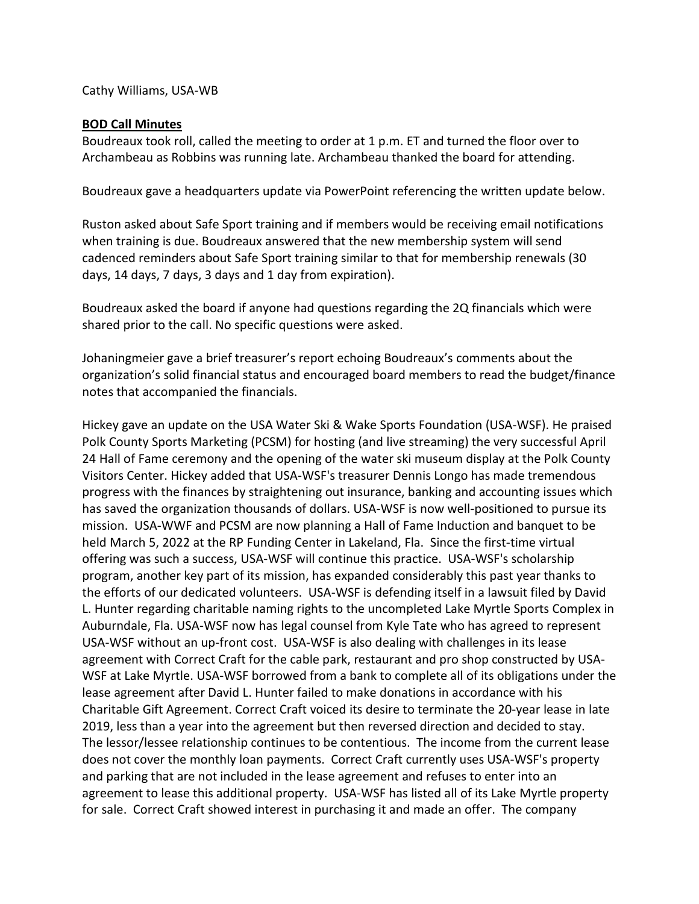Cathy Williams, USA-WB

**BOD Call Minutes**

Boudreaux took roll, called the meeting to order at 1 p.m. ET and turned the floor over to Archambeau as Robbins was running late. Archambeau thanked the board for attending.

Boudreaux gave a headquarters update via PowerPoint referencing the written update below.

Ruston asked about Safe Sport training and if members would be receiving email notifications when training is due. Boudreaux answered that the new membership system will send cadenced reminders about Safe Sport training similar to that for membership renewals (30 days, 14 days, 7 days, 3 days and 1 day from expiration).

Boudreaux asked the board if anyone had questions regarding the 2Q financials which were shared prior to the call. No specific questions were asked.

Johaningmeier gave a brief treasurer's report echoing Boudreaux's comments about the organization's solid financial status and encouraged board members to read the budget/finance notes that accompanied the financials.

Hickey gave an update on the USA Water Ski & Wake Sports Foundation (USA-WSF). He praised Polk County Sports Marketing (PCSM) for hosting (and live streaming) the very successful April 24 Hall of Fame ceremony and the opening of the water ski museum display at the Polk County Visitors Center. Hickey added that USA-WSF's treasurer Dennis Longo has made tremendous progress with the finances by straightening out insurance, banking and accounting issues which has saved the organization thousands of dollars. USA-WSF is now well-positioned to pursue its mission. USA-WWF and PCSM are now planning a Hall of Fame Induction and banquet to be held March 5, 2022 at the RP Funding Center in Lakeland, Fla. Since the first-time virtual offering was such a success, USA-WSF will continue this practice. USA-WSF's scholarship program, another key part of its mission, has expanded considerably this past year thanks to the efforts of our dedicated volunteers. USA-WSF is defending itself in a lawsuit filed by David L. Hunter regarding charitable naming rights to the uncompleted Lake Myrtle Sports Complex in Auburndale, Fla. USA-WSF now has legal counsel from Kyle Tate who has agreed to represent USA-WSF without an up-front cost. USA-WSF is also dealing with challenges in its lease agreement with Correct Craft for the cable park, restaurant and pro shop constructed by USA-WSF at Lake Myrtle. USA-WSF borrowed from a bank to complete all of its obligations under the lease agreement after David L. Hunter failed to make donations in accordance with his Charitable Gift Agreement. Correct Craft voiced its desire to terminate the 20-year lease in late 2019, less than a year into the agreement but then reversed direction and decided to stay. The lessor/lessee relationship continues to be contentious. The income from the current lease does not cover the monthly loan payments. Correct Craft currently uses USA-WSF's property and parking that are not included in the lease agreement and refuses to enter into an agreement to lease this additional property. USA-WSF has listed all of its Lake Myrtle property for sale. Correct Craft showed interest in purchasing it and made an offer. The company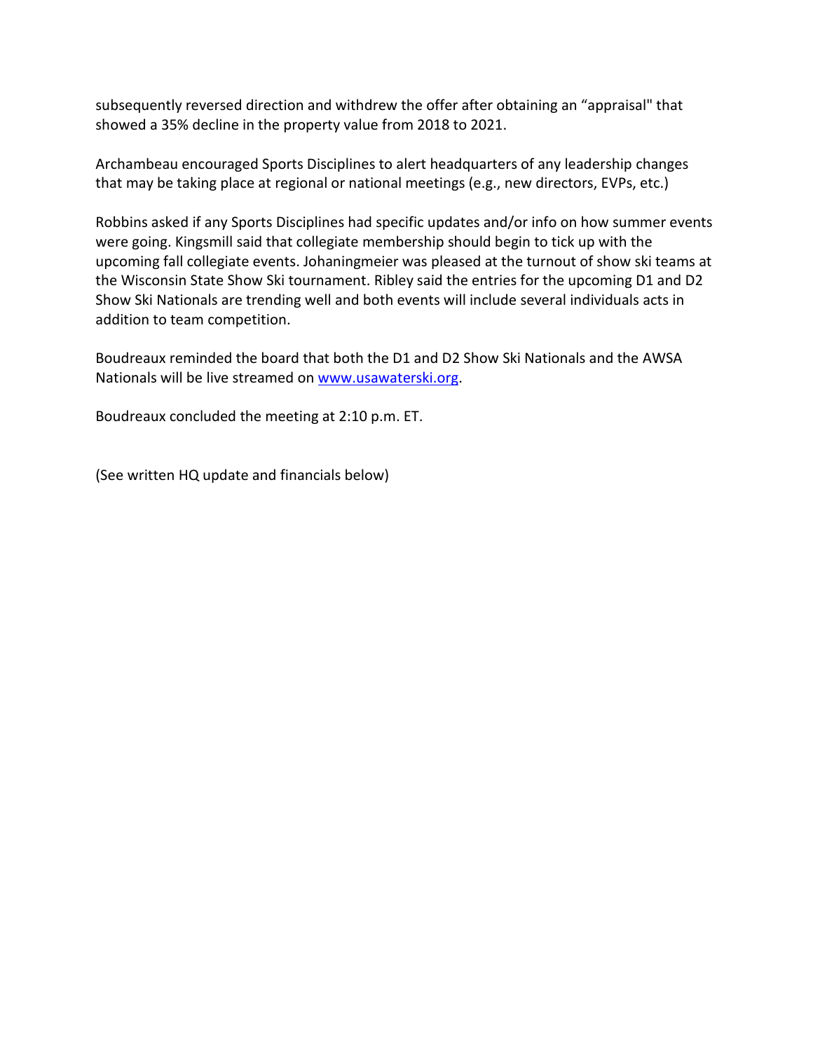subsequently reversed direction and withdrew the offer after obtaining an "appraisal" that showed a 35% decline in the property value from 2018 to 2021.

Archambeau encouraged Sports Disciplines to alert headquarters of any leadership changes that may be taking place at regional or national meetings (e.g., new directors, EVPs, etc.)

Robbins asked if any Sports Disciplines had specific updates and/or info on how summer events were going. Kingsmill said that collegiate membership should begin to tick up with the upcoming fall collegiate events. Johaningmeier was pleased at the turnout of show ski teams at the Wisconsin State Show Ski tournament. Ribley said the entries for the upcoming D1 and D2 Show Ski Nationals are trending well and both events will include several individuals acts in addition to team competition.

Boudreaux reminded the board that both the D1 and D2 Show Ski Nationals and the AWSA Nationals will be live streamed on [www.usawaterski.org](http://www.usawaterski.org).

Boudreaux concluded the meeting at 2:10 p.m. ET.

(See written HQ update and financials below)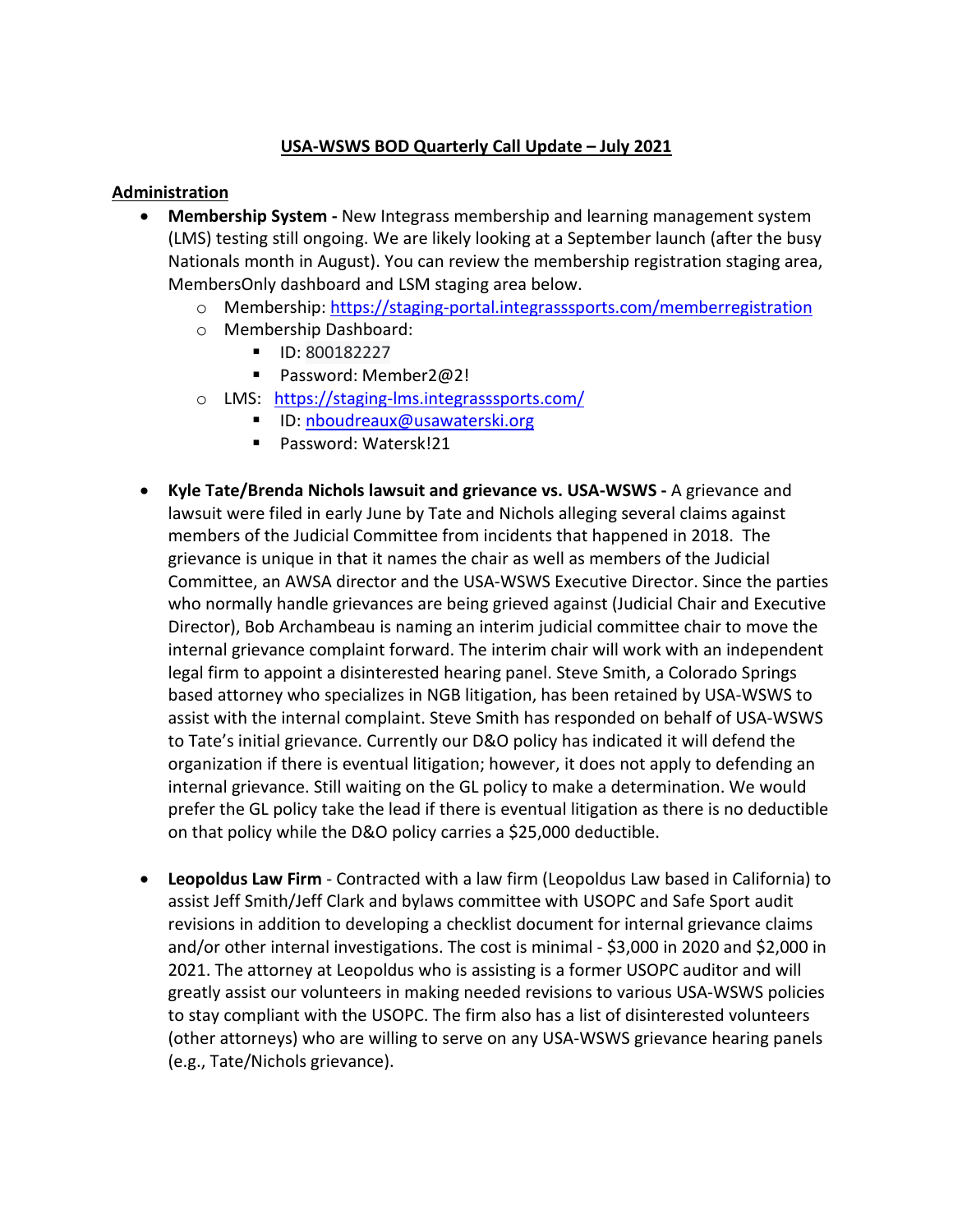## USA-WSWS BOD Quarterly Call Update – July 2021

### Administration

- **Membership System -** New Integrass membership and learning management system (LMS) testing still ongoing. We are likely looking at a September launch (after the busy Nationals month in August). You can review the membership registration staging area, MembersOnly dashboard and LSM staging area below.
  - Membership: [https://staging-portal.integrasssports.com/memberregistration](https://staging-portal.integrasssports.com/memberregistration)
  - Membership Dashboard:
    - ID: 800182227
    - Password: Member2@2!
  - LMS: [https://staging-lms.integrasssports.com/](https://staging-lms.integrasssports.com/)
    - ID: [nboudreaux@usawaterski.org](mailto:nboudreaux@usawaterski.org)
    - Password: Watersk!21

- **Kyle Tate/Brenda Nichols lawsuit and grievance vs. USA-WSWS -** A grievance and lawsuit were filed in early June by Tate and Nichols alleging several claims against members of the Judicial Committee from incidents that happened in 2018. The grievance is unique in that it names the chair as well as members of the Judicial Committee, an AWSA director and the USA-WSWS Executive Director. Since the parties who normally handle grievances are being grieved against (Judicial Chair and Executive Director), Bob Archambeau is naming an interim judicial committee chair to move the internal grievance complaint forward. The interim chair will work with an independent legal firm to appoint a disinterested hearing panel. Steve Smith, a Colorado Springs based attorney who specializes in NGB litigation, has been retained by USA-WSWS to assist with the internal complaint. Steve Smith has responded on behalf of USA-WSWS to Tate's initial grievance. Currently our D&O policy has indicated it will defend the organization if there is eventual litigation; however, it does not apply to defending an internal grievance. Still waiting on the GL policy to make a determination. We would prefer the GL policy take the lead if there is eventual litigation as there is no deductible on that policy while the D&O policy carries a $25,000 deductible.

- **Leopoldus Law Firm** - Contracted with a law firm (Leopoldus Law based in California) to assist Jeff Smith/Jeff Clark and bylaws committee with USOPC and Safe Sport audit revisions in addition to developing a checklist document for internal grievance claims and/or other internal investigations. The cost is minimal - $3,000 in 2020 and $2,000 in 2021. The attorney at Leopoldus who is assisting is a former USOPC auditor and will greatly assist our volunteers in making needed revisions to various USA-WSWS policies to stay compliant with the USOPC. The firm also has a list of disinterested volunteers (other attorneys) who are willing to serve on any USA-WSWS grievance hearing panels (e.g., Tate/Nichols grievance).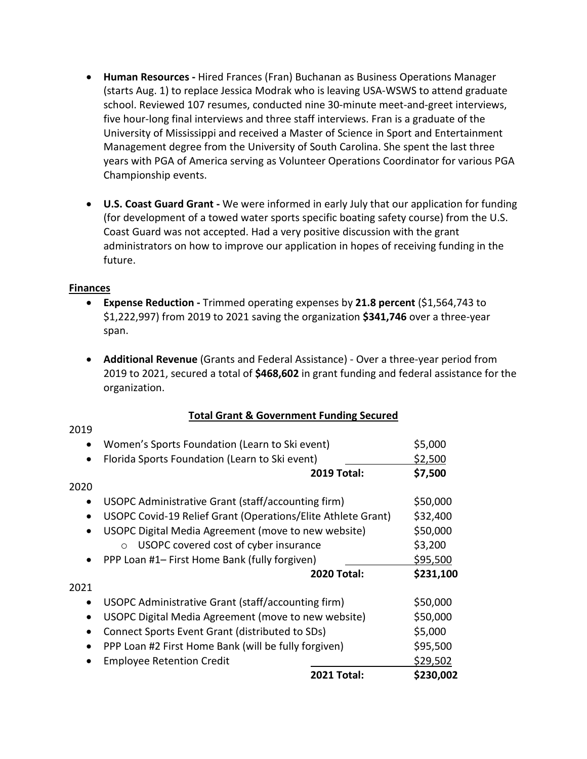- **Human Resources -** Hired Frances (Fran) Buchanan as Business Operations Manager (starts Aug. 1) to replace Jessica Modrak who is leaving USA-WSWS to attend graduate school. Reviewed 107 resumes, conducted nine 30-minute meet-and-greet interviews, five hour-long final interviews and three staff interviews. Fran is a graduate of the University of Mississippi and received a Master of Science in Sport and Entertainment Management degree from the University of South Carolina. She spent the last three years with PGA of America serving as Volunteer Operations Coordinator for various PGA Championship events.

- **U.S. Coast Guard Grant -** We were informed in early July that our application for funding (for development of a towed water sports specific boating safety course) from the U.S. Coast Guard was not accepted. Had a very positive discussion with the grant administrators on how to improve our application in hopes of receiving funding in the future.

**Finances**

- **Expense Reduction -** Trimmed operating expenses by **21.8 percent** ($1,564,743 to $1,222,997) from 2019 to 2021 saving the organization **$341,746** over a three-year span.

- **Additional Revenue** (Grants and Federal Assistance) - Over a three-year period from 2019 to 2021, secured a total of **$468,602** in grant funding and federal assistance for the organization.

**Total Grant & Government Funding Secured**

2019

| Item | Amount |
|---|---|
| Women's Sports Foundation (Learn to Ski event) | $5,000 |
| Florida Sports Foundation (Learn to Ski event) | $2,500 |
| **2019 Total:** | **$7,500** |

2020

| Item | Amount |
|---|---|
| USOPC Administrative Grant (staff/accounting firm) | $50,000 |
| USOPC Covid-19 Relief Grant (Operations/Elite Athlete Grant) | $32,400 |
| USOPC Digital Media Agreement (move to new website) | $50,000 |
| ○ USOPC covered cost of cyber insurance | $3,200 |
| PPP Loan #1– First Home Bank (fully forgiven) | $95,500 |
| **2020 Total:** | **$231,100** |

2021

| Item | Amount |
|---|---|
| USOPC Administrative Grant (staff/accounting firm) | $50,000 |
| USOPC Digital Media Agreement (move to new website) | $50,000 |
| Connect Sports Event Grant (distributed to SDs) | $5,000 |
| PPP Loan #2 First Home Bank (will be fully forgiven) | $95,500 |
| Employee Retention Credit | $29,502 |
| **2021 Total:** | **$230,002** |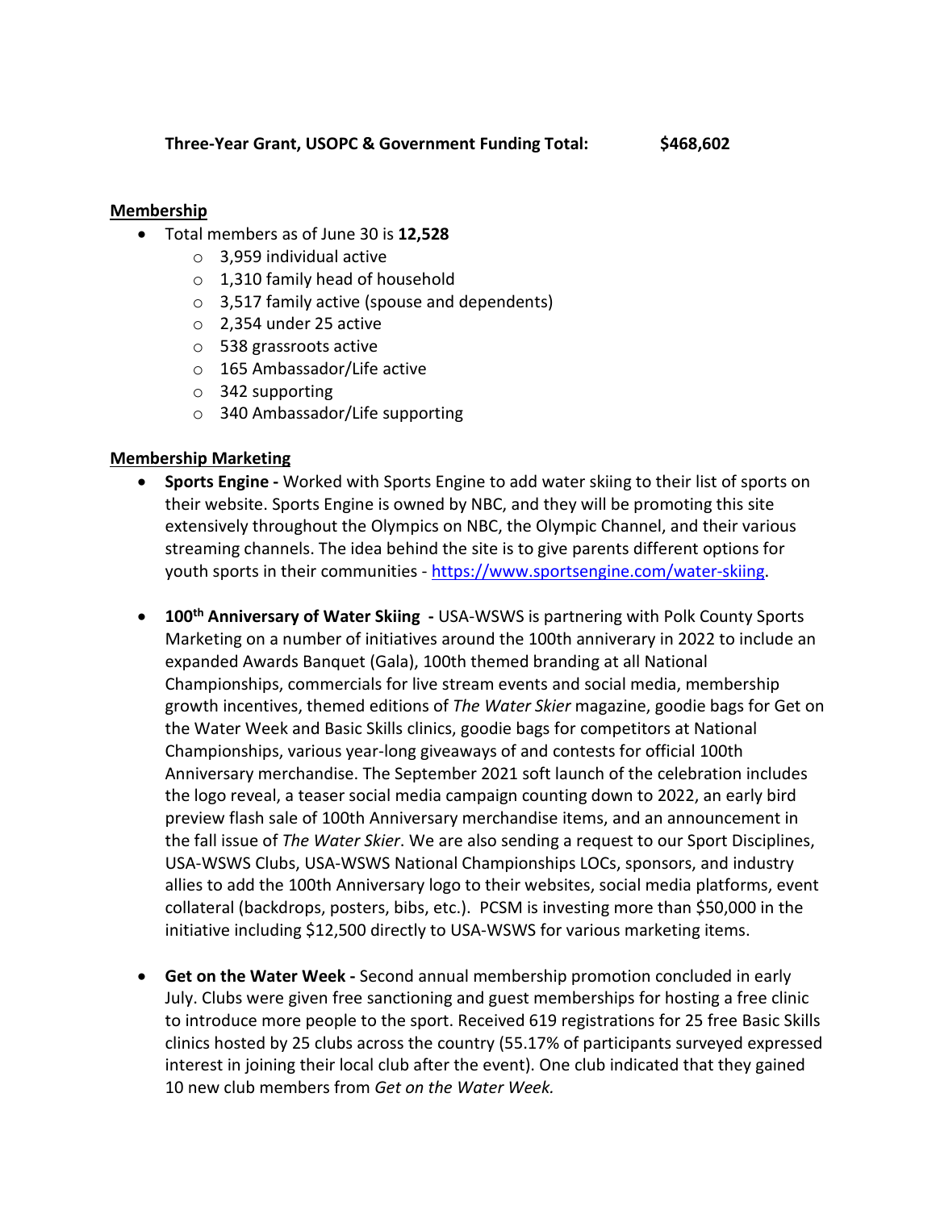**Three-Year Grant, USOPC & Government Funding Total: $468,602**

## Membership

- Total members as of June 30 is **12,528**
  - 3,959 individual active
  - 1,310 family head of household
  - 3,517 family active (spouse and dependents)
  - 2,354 under 25 active
  - 538 grassroots active
  - 165 Ambassador/Life active
  - 342 supporting
  - 340 Ambassador/Life supporting

## Membership Marketing

- **Sports Engine -** Worked with Sports Engine to add water skiing to their list of sports on their website. Sports Engine is owned by NBC, and they will be promoting this site extensively throughout the Olympics on NBC, the Olympic Channel, and their various streaming channels. The idea behind the site is to give parents different options for youth sports in their communities - [https://www.sportsengine.com/water-skiing](https://www.sportsengine.com/water-skiing).

- **100th Anniversary of Water Skiing -** USA-WSWS is partnering with Polk County Sports Marketing on a number of initiatives around the 100th anniverary in 2022 to include an expanded Awards Banquet (Gala), 100th themed branding at all National Championships, commercials for live stream events and social media, membership growth incentives, themed editions of *The Water Skier* magazine, goodie bags for Get on the Water Week and Basic Skills clinics, goodie bags for competitors at National Championships, various year-long giveaways of and contests for official 100th Anniversary merchandise. The September 2021 soft launch of the celebration includes the logo reveal, a teaser social media campaign counting down to 2022, an early bird preview flash sale of 100th Anniversary merchandise items, and an announcement in the fall issue of *The Water Skier*. We are also sending a request to our Sport Disciplines, USA-WSWS Clubs, USA-WSWS National Championships LOCs, sponsors, and industry allies to add the 100th Anniversary logo to their websites, social media platforms, event collateral (backdrops, posters, bibs, etc.). PCSM is investing more than $50,000 in the initiative including $12,500 directly to USA-WSWS for various marketing items.

- **Get on the Water Week -** Second annual membership promotion concluded in early July. Clubs were given free sanctioning and guest memberships for hosting a free clinic to introduce more people to the sport. Received 619 registrations for 25 free Basic Skills clinics hosted by 25 clubs across the country (55.17% of participants surveyed expressed interest in joining their local club after the event). One club indicated that they gained 10 new club members from *Get on the Water Week.*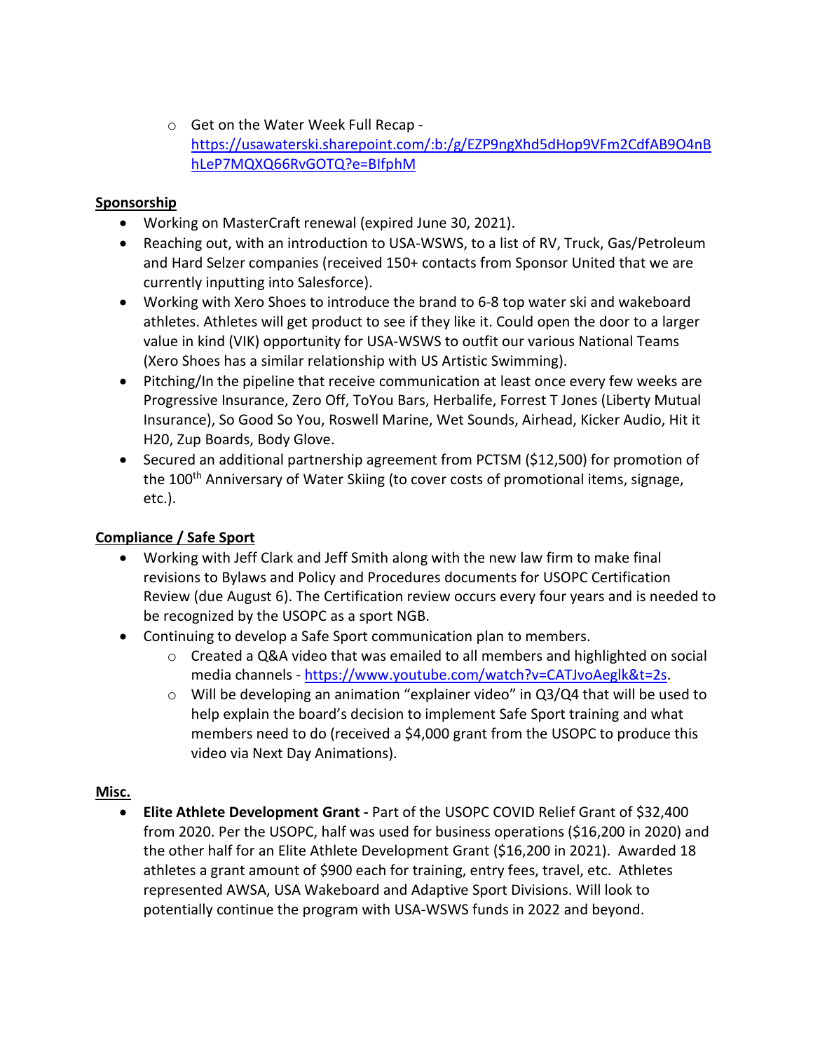- Get on the Water Week Full Recap - https://usawaterski.sharepoint.com/:b:/g/EZP9ngXhd5dHop9VFm2CdfAB9O4nBhLeP7MQXQ66RvGOTQ?e=BIfphM

**Sponsorship**

- Working on MasterCraft renewal (expired June 30, 2021).
- Reaching out, with an introduction to USA-WSWS, to a list of RV, Truck, Gas/Petroleum and Hard Selzer companies (received 150+ contacts from Sponsor United that we are currently inputting into Salesforce).
- Working with Xero Shoes to introduce the brand to 6-8 top water ski and wakeboard athletes. Athletes will get product to see if they like it. Could open the door to a larger value in kind (VIK) opportunity for USA-WSWS to outfit our various National Teams (Xero Shoes has a similar relationship with US Artistic Swimming).
- Pitching/In the pipeline that receive communication at least once every few weeks are Progressive Insurance, Zero Off, ToYou Bars, Herbalife, Forrest T Jones (Liberty Mutual Insurance), So Good So You, Roswell Marine, Wet Sounds, Airhead, Kicker Audio, Hit it H20, Zup Boards, Body Glove.
- Secured an additional partnership agreement from PCTSM ($12,500) for promotion of the 100th Anniversary of Water Skiing (to cover costs of promotional items, signage, etc.).

**Compliance / Safe Sport**

- Working with Jeff Clark and Jeff Smith along with the new law firm to make final revisions to Bylaws and Policy and Procedures documents for USOPC Certification Review (due August 6). The Certification review occurs every four years and is needed to be recognized by the USOPC as a sport NGB.
- Continuing to develop a Safe Sport communication plan to members.
  - Created a Q&A video that was emailed to all members and highlighted on social media channels - https://www.youtube.com/watch?v=CATJvoAeglk&t=2s.
  - Will be developing an animation "explainer video" in Q3/Q4 that will be used to help explain the board's decision to implement Safe Sport training and what members need to do (received a $4,000 grant from the USOPC to produce this video via Next Day Animations).

**Misc.**

- **Elite Athlete Development Grant -** Part of the USOPC COVID Relief Grant of $32,400 from 2020. Per the USOPC, half was used for business operations ($16,200 in 2020) and the other half for an Elite Athlete Development Grant ($16,200 in 2021). Awarded 18 athletes a grant amount of $900 each for training, entry fees, travel, etc. Athletes represented AWSA, USA Wakeboard and Adaptive Sport Divisions. Will look to potentially continue the program with USA-WSWS funds in 2022 and beyond.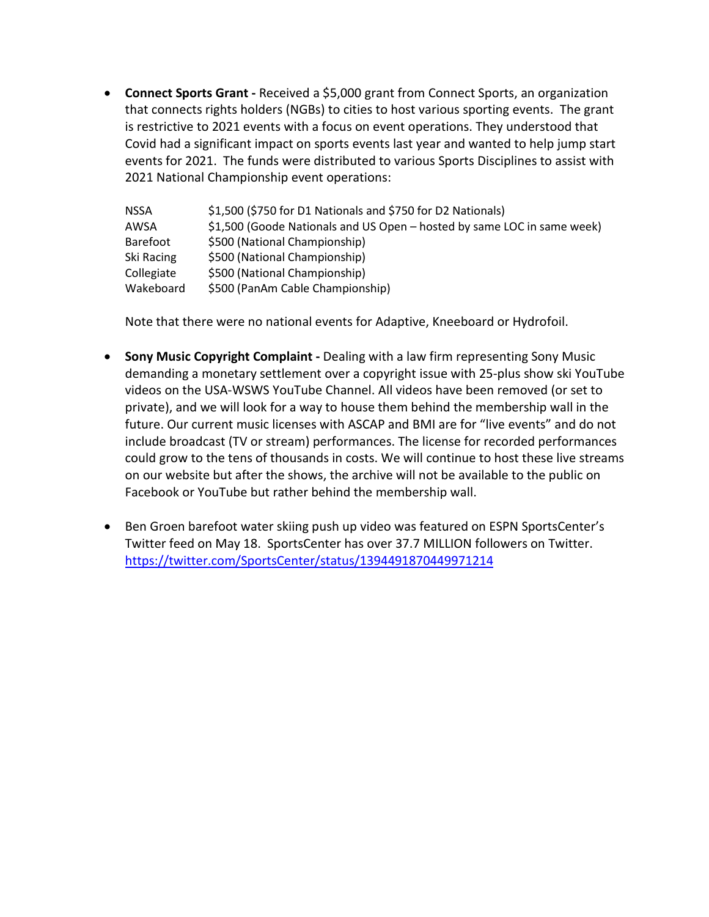- **Connect Sports Grant -** Received a $5,000 grant from Connect Sports, an organization that connects rights holders (NGBs) to cities to host various sporting events. The grant is restrictive to 2021 events with a focus on event operations. They understood that Covid had a significant impact on sports events last year and wanted to help jump start events for 2021. The funds were distributed to various Sports Disciplines to assist with 2021 National Championship event operations:

  | | |
  |---|---|
  | NSSA | $1,500 ($750 for D1 Nationals and $750 for D2 Nationals) |
  | AWSA | $1,500 (Goode Nationals and US Open – hosted by same LOC in same week) |
  | Barefoot | $500 (National Championship) |
  | Ski Racing | $500 (National Championship) |
  | Collegiate | $500 (National Championship) |
  | Wakeboard | $500 (PanAm Cable Championship) |

  Note that there were no national events for Adaptive, Kneeboard or Hydrofoil.

- **Sony Music Copyright Complaint -** Dealing with a law firm representing Sony Music demanding a monetary settlement over a copyright issue with 25-plus show ski YouTube videos on the USA-WSWS YouTube Channel. All videos have been removed (or set to private), and we will look for a way to house them behind the membership wall in the future. Our current music licenses with ASCAP and BMI are for "live events" and do not include broadcast (TV or stream) performances. The license for recorded performances could grow to the tens of thousands in costs. We will continue to host these live streams on our website but after the shows, the archive will not be available to the public on Facebook or YouTube but rather behind the membership wall.

- Ben Groen barefoot water skiing push up video was featured on ESPN SportsCenter's Twitter feed on May 18. SportsCenter has over 37.7 MILLION followers on Twitter. https://twitter.com/SportsCenter/status/1394491870449971214